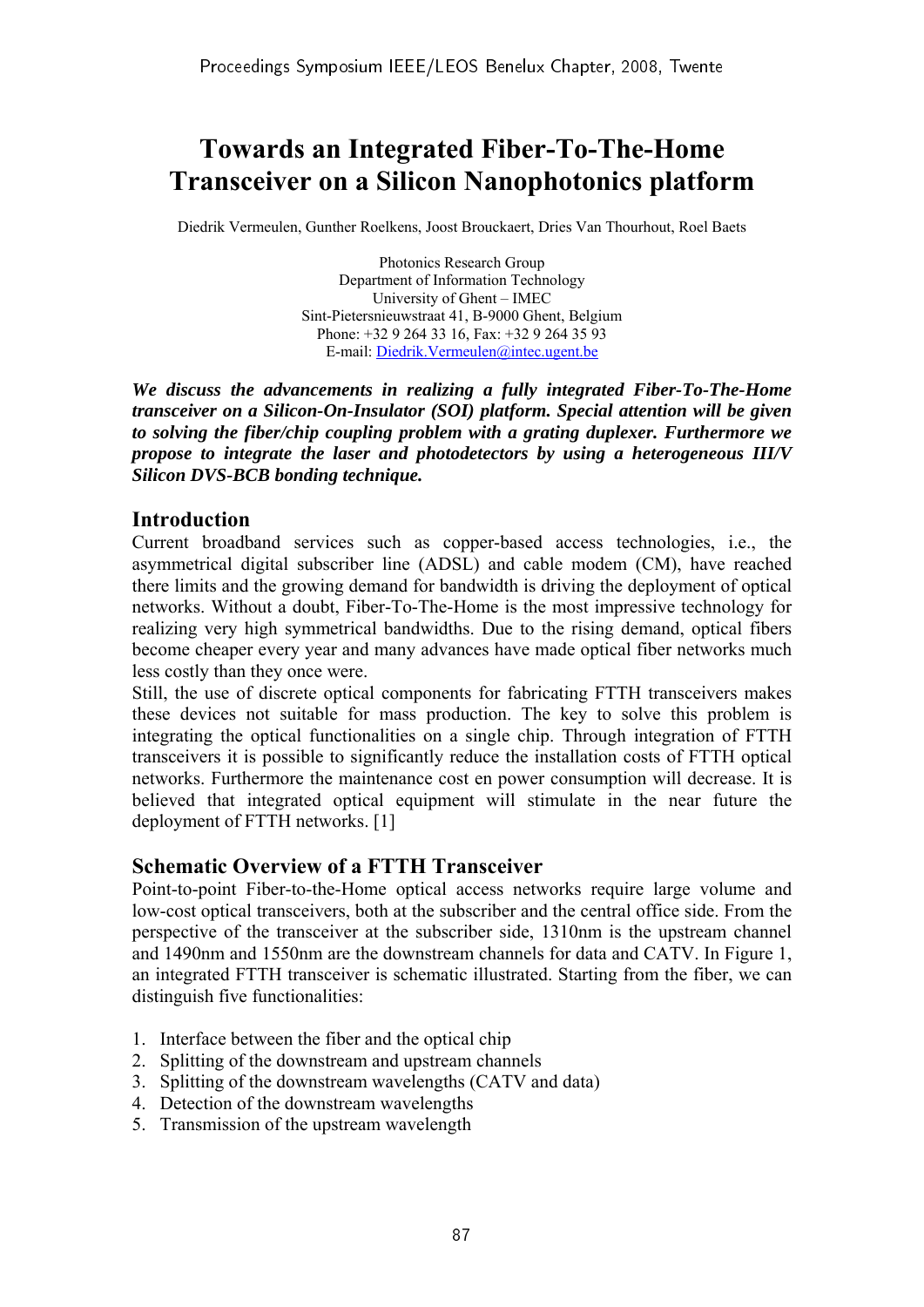# Towards an Integrated Fiber-To-The-Home Transceiver on a Silicon Nanophotonics platform

Diedrik Vermeulen, Gunther Roelkens, Joost Brouckaert, Dries Van Thourhout, Roel Baets

Photonics Research Group
Department of Information Technology
University of Ghent – IMEC
Sint-Pietersnieuwstraat 41, B-9000 Ghent, Belgium
Phone: +32 9 264 33 16, Fax: +32 9 264 35 93
E-mail: Diedrik.Vermeulen@intec.ugent.be

***We discuss the advancements in realizing a fully integrated Fiber-To-The-Home transceiver on a Silicon-On-Insulator (SOI) platform. Special attention will be given to solving the fiber/chip coupling problem with a grating duplexer. Furthermore we propose to integrate the laser and photodetectors by using a heterogeneous III/V Silicon DVS-BCB bonding technique.***

## Introduction

Current broadband services such as copper-based access technologies, i.e., the asymmetrical digital subscriber line (ADSL) and cable modem (CM), have reached there limits and the growing demand for bandwidth is driving the deployment of optical networks. Without a doubt, Fiber-To-The-Home is the most impressive technology for realizing very high symmetrical bandwidths. Due to the rising demand, optical fibers become cheaper every year and many advances have made optical fiber networks much less costly than they once were.

Still, the use of discrete optical components for fabricating FTTH transceivers makes these devices not suitable for mass production. The key to solve this problem is integrating the optical functionalities on a single chip. Through integration of FTTH transceivers it is possible to significantly reduce the installation costs of FTTH optical networks. Furthermore the maintenance cost en power consumption will decrease. It is believed that integrated optical equipment will stimulate in the near future the deployment of FTTH networks. [1]

## Schematic Overview of a FTTH Transceiver

Point-to-point Fiber-to-the-Home optical access networks require large volume and low-cost optical transceivers, both at the subscriber and the central office side. From the perspective of the transceiver at the subscriber side, 1310nm is the upstream channel and 1490nm and 1550nm are the downstream channels for data and CATV. In Figure 1, an integrated FTTH transceiver is schematic illustrated. Starting from the fiber, we can distinguish five functionalities:

1. Interface between the fiber and the optical chip
2. Splitting of the downstream and upstream channels
3. Splitting of the downstream wavelengths (CATV and data)
4. Detection of the downstream wavelengths
5. Transmission of the upstream wavelength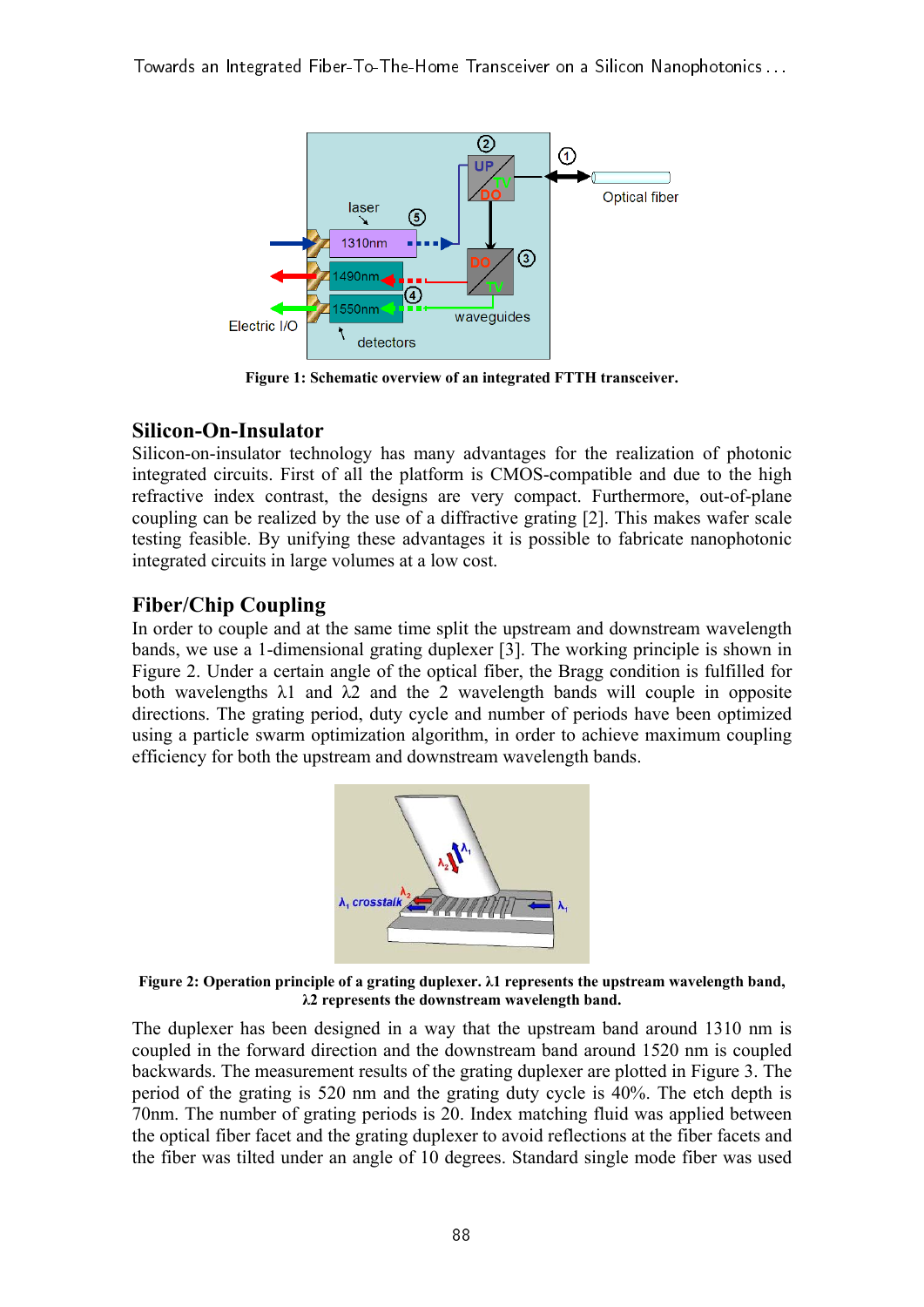Figure 1: Schematic overview of an integrated FTTH transceiver.

## Silicon-On-Insulator

Silicon-on-insulator technology has many advantages for the realization of photonic integrated circuits. First of all the platform is CMOS-compatible and due to the high refractive index contrast, the designs are very compact. Furthermore, out-of-plane coupling can be realized by the use of a diffractive grating [2]. This makes wafer scale testing feasible. By unifying these advantages it is possible to fabricate nanophotonic integrated circuits in large volumes at a low cost.

## Fiber/Chip Coupling

In order to couple and at the same time split the upstream and downstream wavelength bands, we use a 1-dimensional grating duplexer [3]. The working principle is shown in Figure 2. Under a certain angle of the optical fiber, the Bragg condition is fulfilled for both wavelengths λ1 and λ2 and the 2 wavelength bands will couple in opposite directions. The grating period, duty cycle and number of periods have been optimized using a particle swarm optimization algorithm, in order to achieve maximum coupling efficiency for both the upstream and downstream wavelength bands.

Figure 2: Operation principle of a grating duplexer. λ1 represents the upstream wavelength band, λ2 represents the downstream wavelength band.

The duplexer has been designed in a way that the upstream band around 1310 nm is coupled in the forward direction and the downstream band around 1520 nm is coupled backwards. The measurement results of the grating duplexer are plotted in Figure 3. The period of the grating is 520 nm and the grating duty cycle is 40%. The etch depth is 70nm. The number of grating periods is 20. Index matching fluid was applied between the optical fiber facet and the grating duplexer to avoid reflections at the fiber facets and the fiber was tilted under an angle of 10 degrees. Standard single mode fiber was used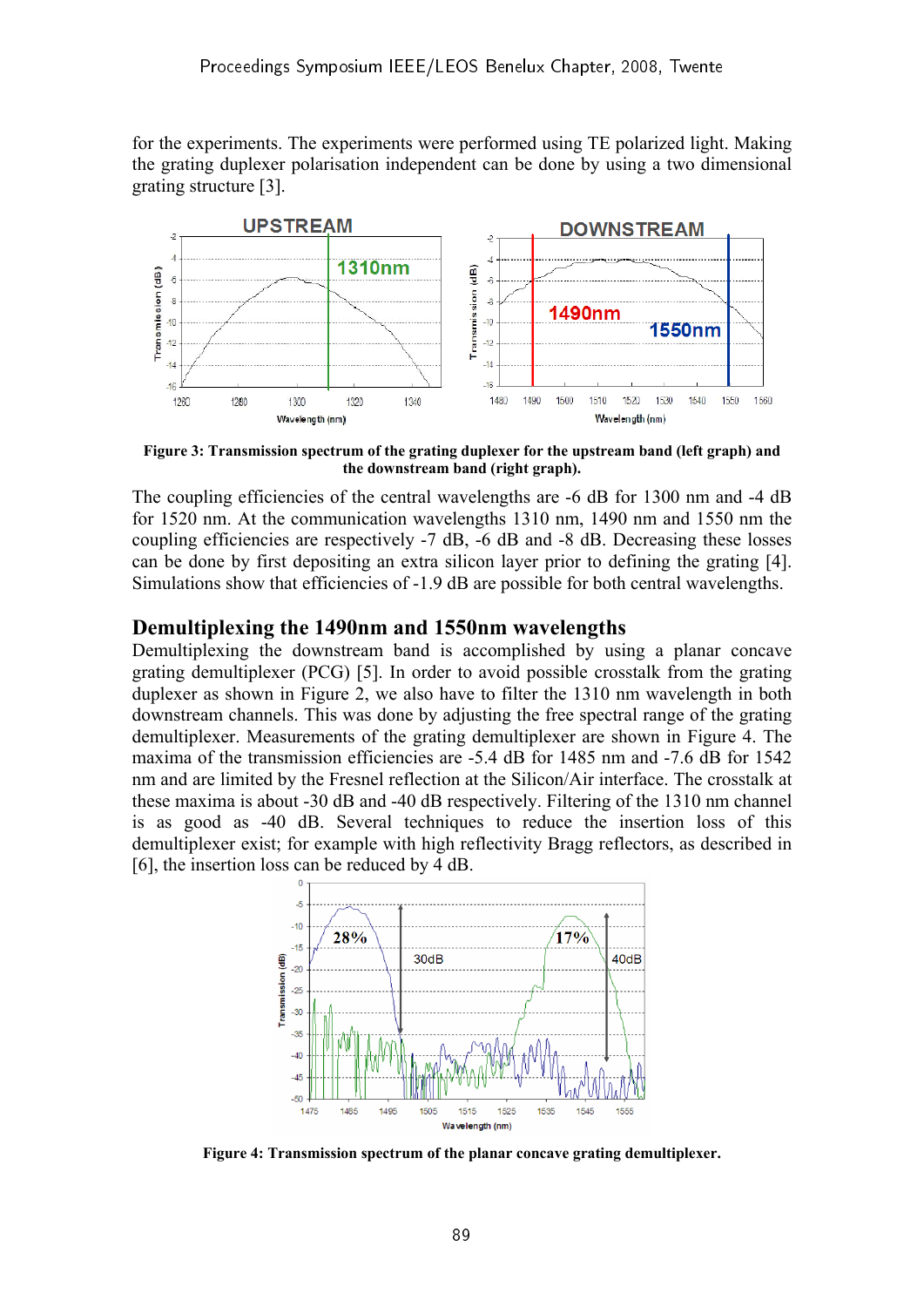for the experiments. The experiments were performed using TE polarized light. Making the grating duplexer polarisation independent can be done by using a two dimensional grating structure [3].

UPSTREAM

1310nm

Transmission (dB)

Wavelength (nm)

DOWNSTREAM

1490nm

1550nm

Transmission (dB)

Wavelength (nm)

**Figure 3: Transmission spectrum of the grating duplexer for the upstream band (left graph) and the downstream band (right graph).**

The coupling efficiencies of the central wavelengths are -6 dB for 1300 nm and -4 dB for 1520 nm. At the communication wavelengths 1310 nm, 1490 nm and 1550 nm the coupling efficiencies are respectively -7 dB, -6 dB and -8 dB. Decreasing these losses can be done by first depositing an extra silicon layer prior to defining the grating [4]. Simulations show that efficiencies of -1.9 dB are possible for both central wavelengths.

## Demultiplexing the 1490nm and 1550nm wavelengths

Demultiplexing the downstream band is accomplished by using a planar concave grating demultiplexer (PCG) [5]. In order to avoid possible crosstalk from the grating duplexer as shown in Figure 2, we also have to filter the 1310 nm wavelength in both downstream channels. This was done by adjusting the free spectral range of the grating demultiplexer. Measurements of the grating demultiplexer are shown in Figure 4. The maxima of the transmission efficiencies are -5.4 dB for 1485 nm and -7.6 dB for 1542 nm and are limited by the Fresnel reflection at the Silicon/Air interface. The crosstalk at these maxima is about -30 dB and -40 dB respectively. Filtering of the 1310 nm channel is as good as -40 dB. Several techniques to reduce the insertion loss of this demultiplexer exist; for example with high reflectivity Bragg reflectors, as described in [6], the insertion loss can be reduced by 4 dB.

28%

30dB

17%

40dB

Transmission (dB)

Wavelength (nm)

**Figure 4: Transmission spectrum of the planar concave grating demultiplexer.**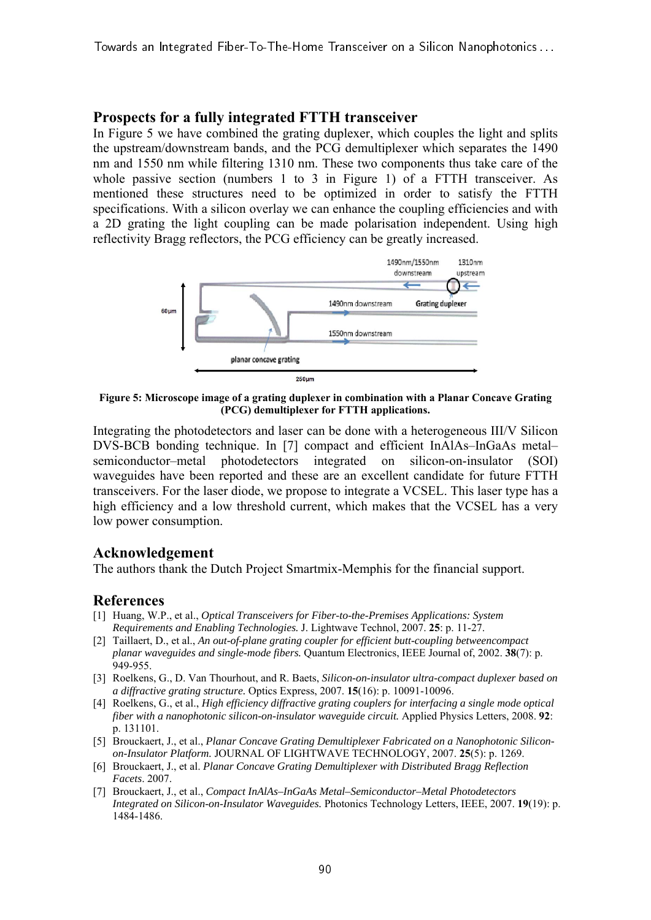## Prospects for a fully integrated FTTH transceiver

In Figure 5 we have combined the grating duplexer, which couples the light and splits the upstream/downstream bands, and the PCG demultiplexer which separates the 1490 nm and 1550 nm while filtering 1310 nm. These two components thus take care of the whole passive section (numbers 1 to 3 in Figure 1) of a FTTH transceiver. As mentioned these structures need to be optimized in order to satisfy the FTTH specifications. With a silicon overlay we can enhance the coupling efficiencies and with a 2D grating the light coupling can be made polarisation independent. Using high reflectivity Bragg reflectors, the PCG efficiency can be greatly increased.

1490nm/1550nm downstream
1310nm upstream
Grating duplexer
1490nm downstream
1550nm downstream
60µm
planar concave grating
250µm

**Figure 5: Microscope image of a grating duplexer in combination with a Planar Concave Grating (PCG) demultiplexer for FTTH applications.**

Integrating the photodetectors and laser can be done with a heterogeneous III/V Silicon DVS-BCB bonding technique. In [7] compact and efficient InAlAs–InGaAs metal–semiconductor–metal photodetectors integrated on silicon-on-insulator (SOI) waveguides have been reported and these are an excellent candidate for future FTTH transceivers. For the laser diode, we propose to integrate a VCSEL. This laser type has a high efficiency and a low threshold current, which makes that the VCSEL has a very low power consumption.

## Acknowledgement

The authors thank the Dutch Project Smartmix-Memphis for the financial support.

## References

[1] Huang, W.P., et al., *Optical Transceivers for Fiber-to-the-Premises Applications: System Requirements and Enabling Technologies.* J. Lightwave Technol, 2007. **25**: p. 11-27.

[2] Taillaert, D., et al., *An out-of-plane grating coupler for efficient butt-coupling betweencompact planar waveguides and single-mode fibers.* Quantum Electronics, IEEE Journal of, 2002. **38**(7): p. 949-955.

[3] Roelkens, G., D. Van Thourhout, and R. Baets, *Silicon-on-insulator ultra-compact duplexer based on a diffractive grating structure.* Optics Express, 2007. **15**(16): p. 10091-10096.

[4] Roelkens, G., et al., *High efficiency diffractive grating couplers for interfacing a single mode optical fiber with a nanophotonic silicon-on-insulator waveguide circuit.* Applied Physics Letters, 2008. **92**: p. 131101.

[5] Brouckaert, J., et al., *Planar Concave Grating Demultiplexer Fabricated on a Nanophotonic Silicon-on-Insulator Platform.* JOURNAL OF LIGHTWAVE TECHNOLOGY, 2007. **25**(5): p. 1269.

[6] Brouckaert, J., et al. *Planar Concave Grating Demultiplexer with Distributed Bragg Reflection Facets*. 2007.

[7] Brouckaert, J., et al., *Compact InAlAs–InGaAs Metal–Semiconductor–Metal Photodetectors Integrated on Silicon-on-Insulator Waveguides.* Photonics Technology Letters, IEEE, 2007. **19**(19): p. 1484-1486.